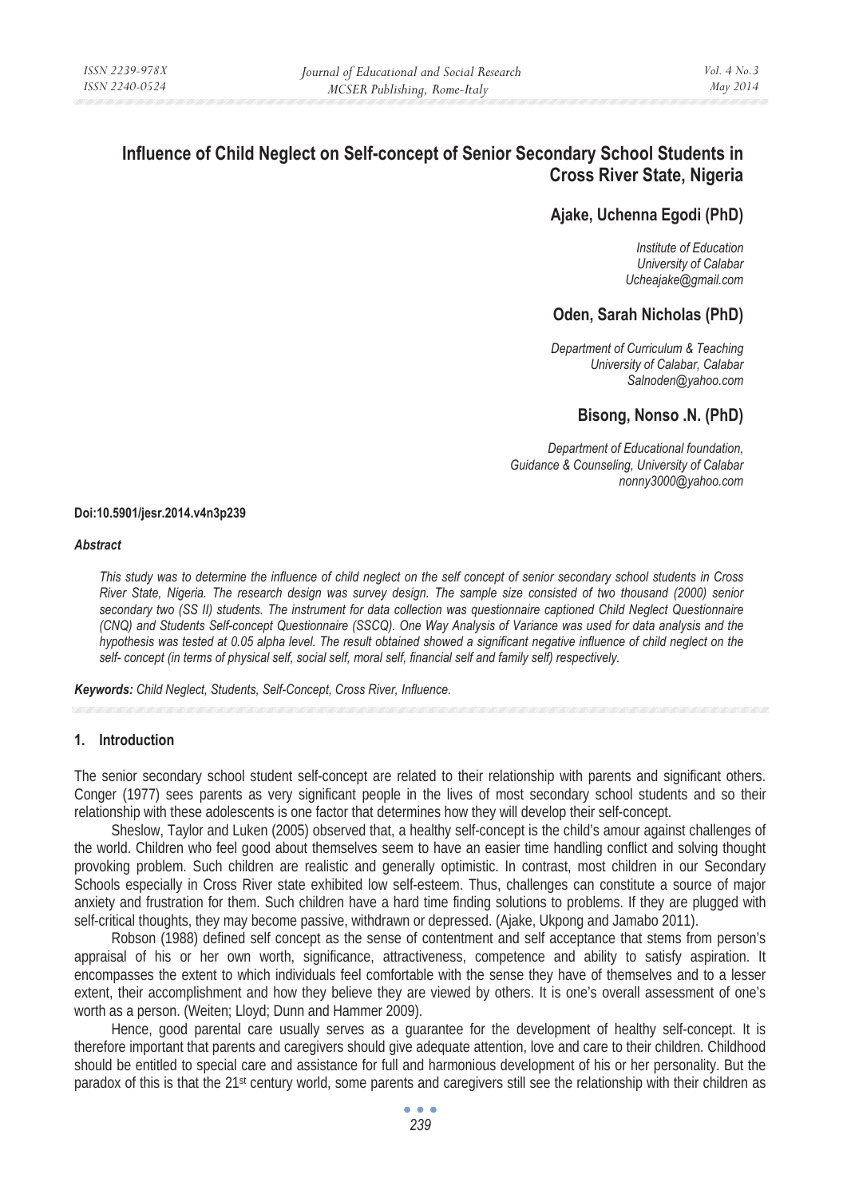# Influence of Child Neglect on Self-concept of Senior Secondary School Students in Cross River State, Nigeria

**Ajake, Uchenna Egodi (PhD)**

*Institute of Education*
*University of Calabar*
*Ucheajake@gmail.com*

**Oden, Sarah Nicholas (PhD)**

*Department of Curriculum & Teaching*
*University of Calabar, Calabar*
*Salnoden@yahoo.com*

**Bisong, Nonso .N. (PhD)**

*Department of Educational foundation,*
*Guidance & Counseling, University of Calabar*
*nonny3000@yahoo.com*

**Doi:10.5901/jesr.2014.v4n3p239**

### *Abstract*

*This study was to determine the influence of child neglect on the self concept of senior secondary school students in Cross River State, Nigeria. The research design was survey design. The sample size consisted of two thousand (2000) senior secondary two (SS II) students. The instrument for data collection was questionnaire captioned Child Neglect Questionnaire (CNQ) and Students Self-concept Questionnaire (SSCQ). One Way Analysis of Variance was used for data analysis and the hypothesis was tested at 0.05 alpha level. The result obtained showed a significant negative influence of child neglect on the self- concept (in terms of physical self, social self, moral self, financial self and family self) respectively.*

***Keywords:*** *Child Neglect, Students, Self-Concept, Cross River, Influence.*

## 1. Introduction

The senior secondary school student self-concept are related to their relationship with parents and significant others. Conger (1977) sees parents as very significant people in the lives of most secondary school students and so their relationship with these adolescents is one factor that determines how they will develop their self-concept.

Sheslow, Taylor and Luken (2005) observed that, a healthy self-concept is the child's amour against challenges of the world. Children who feel good about themselves seem to have an easier time handling conflict and solving thought provoking problem. Such children are realistic and generally optimistic. In contrast, most children in our Secondary Schools especially in Cross River state exhibited low self-esteem. Thus, challenges can constitute a source of major anxiety and frustration for them. Such children have a hard time finding solutions to problems. If they are plugged with self-critical thoughts, they may become passive, withdrawn or depressed. (Ajake, Ukpong and Jamabo 2011).

Robson (1988) defined self concept as the sense of contentment and self acceptance that stems from person's appraisal of his or her own worth, significance, attractiveness, competence and ability to satisfy aspiration. It encompasses the extent to which individuals feel comfortable with the sense they have of themselves and to a lesser extent, their accomplishment and how they believe they are viewed by others. It is one's overall assessment of one's worth as a person. (Weiten; Lloyd; Dunn and Hammer 2009).

Hence, good parental care usually serves as a guarantee for the development of healthy self-concept. It is therefore important that parents and caregivers should give adequate attention, love and care to their children. Childhood should be entitled to special care and assistance for full and harmonious development of his or her personality. But the paradox of this is that the 21st century world, some parents and caregivers still see the relationship with their children as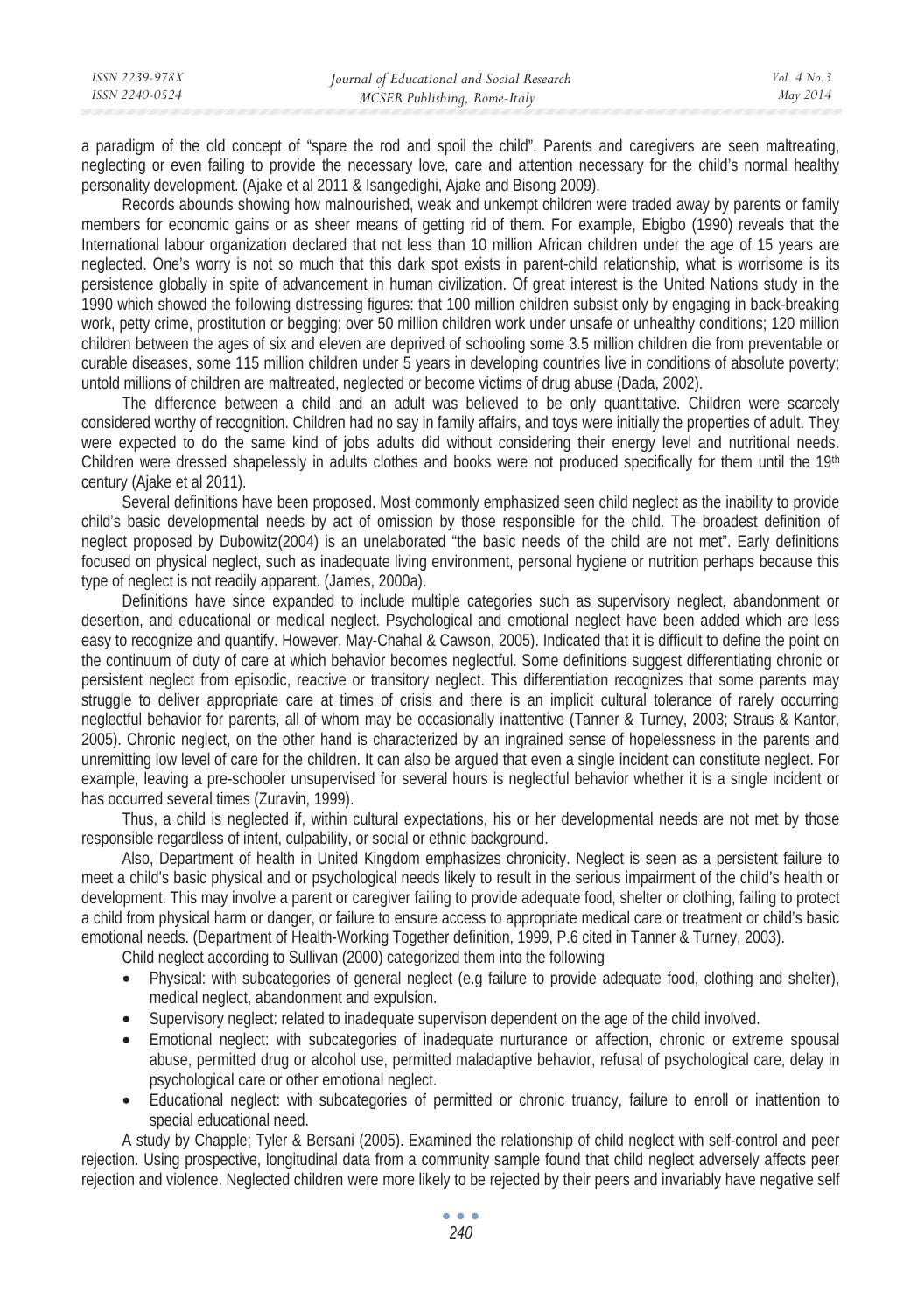a paradigm of the old concept of "spare the rod and spoil the child". Parents and caregivers are seen maltreating, neglecting or even failing to provide the necessary love, care and attention necessary for the child's normal healthy personality development. (Ajake et al 2011 & Isangedighi, Ajake and Bisong 2009).

Records abounds showing how malnourished, weak and unkempt children were traded away by parents or family members for economic gains or as sheer means of getting rid of them. For example, Ebigbo (1990) reveals that the International labour organization declared that not less than 10 million African children under the age of 15 years are neglected. One's worry is not so much that this dark spot exists in parent-child relationship, what is worrisome is its persistence globally in spite of advancement in human civilization. Of great interest is the United Nations study in the 1990 which showed the following distressing figures: that 100 million children subsist only by engaging in back-breaking work, petty crime, prostitution or begging; over 50 million children work under unsafe or unhealthy conditions; 120 million children between the ages of six and eleven are deprived of schooling some 3.5 million children die from preventable or curable diseases, some 115 million children under 5 years in developing countries live in conditions of absolute poverty; untold millions of children are maltreated, neglected or become victims of drug abuse (Dada, 2002).

The difference between a child and an adult was believed to be only quantitative. Children were scarcely considered worthy of recognition. Children had no say in family affairs, and toys were initially the properties of adult. They were expected to do the same kind of jobs adults did without considering their energy level and nutritional needs. Children were dressed shapelessly in adults clothes and books were not produced specifically for them until the 19th century (Ajake et al 2011).

Several definitions have been proposed. Most commonly emphasized seen child neglect as the inability to provide child's basic developmental needs by act of omission by those responsible for the child. The broadest definition of neglect proposed by Dubowitz(2004) is an unelaborated "the basic needs of the child are not met". Early definitions focused on physical neglect, such as inadequate living environment, personal hygiene or nutrition perhaps because this type of neglect is not readily apparent. (James, 2000a).

Definitions have since expanded to include multiple categories such as supervisory neglect, abandonment or desertion, and educational or medical neglect. Psychological and emotional neglect have been added which are less easy to recognize and quantify. However, May-Chahal & Cawson, 2005). Indicated that it is difficult to define the point on the continuum of duty of care at which behavior becomes neglectful. Some definitions suggest differentiating chronic or persistent neglect from episodic, reactive or transitory neglect. This differentiation recognizes that some parents may struggle to deliver appropriate care at times of crisis and there is an implicit cultural tolerance of rarely occurring neglectful behavior for parents, all of whom may be occasionally inattentive (Tanner & Turney, 2003; Straus & Kantor, 2005). Chronic neglect, on the other hand is characterized by an ingrained sense of hopelessness in the parents and unremitting low level of care for the children. It can also be argued that even a single incident can constitute neglect. For example, leaving a pre-schooler unsupervised for several hours is neglectful behavior whether it is a single incident or has occurred several times (Zuravin, 1999).

Thus, a child is neglected if, within cultural expectations, his or her developmental needs are not met by those responsible regardless of intent, culpability, or social or ethnic background.

Also, Department of health in United Kingdom emphasizes chronicity. Neglect is seen as a persistent failure to meet a child's basic physical and or psychological needs likely to result in the serious impairment of the child's health or development. This may involve a parent or caregiver failing to provide adequate food, shelter or clothing, failing to protect a child from physical harm or danger, or failure to ensure access to appropriate medical care or treatment or child's basic emotional needs. (Department of Health-Working Together definition, 1999, P.6 cited in Tanner & Turney, 2003).

Child neglect according to Sullivan (2000) categorized them into the following

- Physical: with subcategories of general neglect (e.g failure to provide adequate food, clothing and shelter), medical neglect, abandonment and expulsion.
- Supervisory neglect: related to inadequate supervison dependent on the age of the child involved.
- Emotional neglect: with subcategories of inadequate nurturance or affection, chronic or extreme spousal abuse, permitted drug or alcohol use, permitted maladaptive behavior, refusal of psychological care, delay in psychological care or other emotional neglect.
- Educational neglect: with subcategories of permitted or chronic truancy, failure to enroll or inattention to special educational need.

A study by Chapple; Tyler & Bersani (2005). Examined the relationship of child neglect with self-control and peer rejection. Using prospective, longitudinal data from a community sample found that child neglect adversely affects peer rejection and violence. Neglected children were more likely to be rejected by their peers and invariably have negative self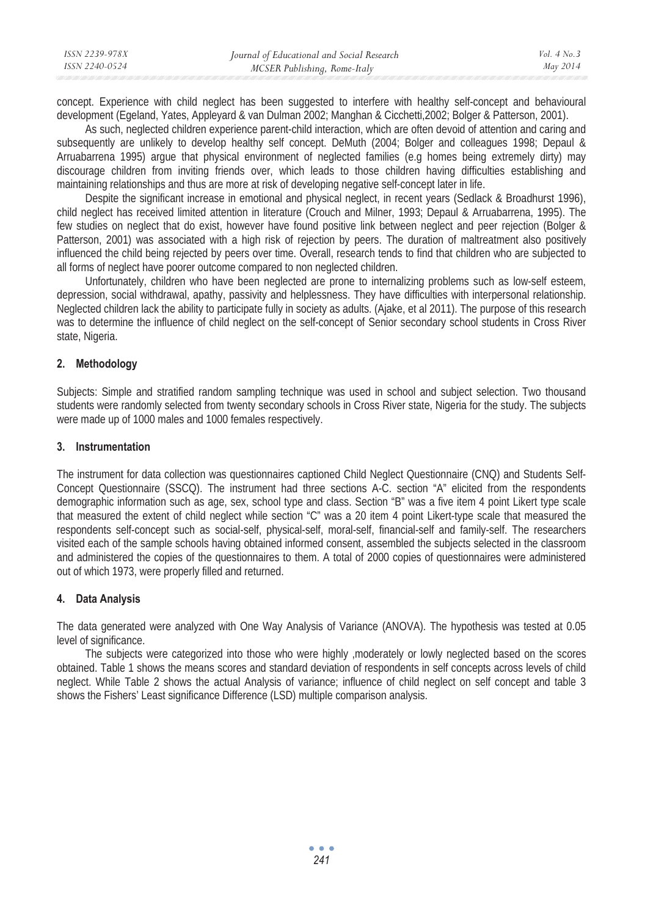concept. Experience with child neglect has been suggested to interfere with healthy self-concept and behavioural development (Egeland, Yates, Appleyard & van Dulman 2002; Manghan & Cicchetti,2002; Bolger & Patterson, 2001).

As such, neglected children experience parent-child interaction, which are often devoid of attention and caring and subsequently are unlikely to develop healthy self concept. DeMuth (2004; Bolger and colleagues 1998; Depaul & Arruabarrena 1995) argue that physical environment of neglected families (e.g homes being extremely dirty) may discourage children from inviting friends over, which leads to those children having difficulties establishing and maintaining relationships and thus are more at risk of developing negative self-concept later in life.

Despite the significant increase in emotional and physical neglect, in recent years (Sedlack & Broadhurst 1996), child neglect has received limited attention in literature (Crouch and Milner, 1993; Depaul & Arruabarrena, 1995). The few studies on neglect that do exist, however have found positive link between neglect and peer rejection (Bolger & Patterson, 2001) was associated with a high risk of rejection by peers. The duration of maltreatment also positively influenced the child being rejected by peers over time. Overall, research tends to find that children who are subjected to all forms of neglect have poorer outcome compared to non neglected children.

Unfortunately, children who have been neglected are prone to internalizing problems such as low-self esteem, depression, social withdrawal, apathy, passivity and helplessness. They have difficulties with interpersonal relationship. Neglected children lack the ability to participate fully in society as adults. (Ajake, et al 2011). The purpose of this research was to determine the influence of child neglect on the self-concept of Senior secondary school students in Cross River state, Nigeria.

## 2. Methodology

Subjects: Simple and stratified random sampling technique was used in school and subject selection. Two thousand students were randomly selected from twenty secondary schools in Cross River state, Nigeria for the study. The subjects were made up of 1000 males and 1000 females respectively.

## 3. Instrumentation

The instrument for data collection was questionnaires captioned Child Neglect Questionnaire (CNQ) and Students Self-Concept Questionnaire (SSCQ). The instrument had three sections A-C. section "A" elicited from the respondents demographic information such as age, sex, school type and class. Section "B" was a five item 4 point Likert type scale that measured the extent of child neglect while section "C" was a 20 item 4 point Likert-type scale that measured the respondents self-concept such as social-self, physical-self, moral-self, financial-self and family-self. The researchers visited each of the sample schools having obtained informed consent, assembled the subjects selected in the classroom and administered the copies of the questionnaires to them. A total of 2000 copies of questionnaires were administered out of which 1973, were properly filled and returned.

## 4. Data Analysis

The data generated were analyzed with One Way Analysis of Variance (ANOVA). The hypothesis was tested at 0.05 level of significance.

The subjects were categorized into those who were highly ,moderately or lowly neglected based on the scores obtained. Table 1 shows the means scores and standard deviation of respondents in self concepts across levels of child neglect. While Table 2 shows the actual Analysis of variance; influence of child neglect on self concept and table 3 shows the Fishers' Least significance Difference (LSD) multiple comparison analysis.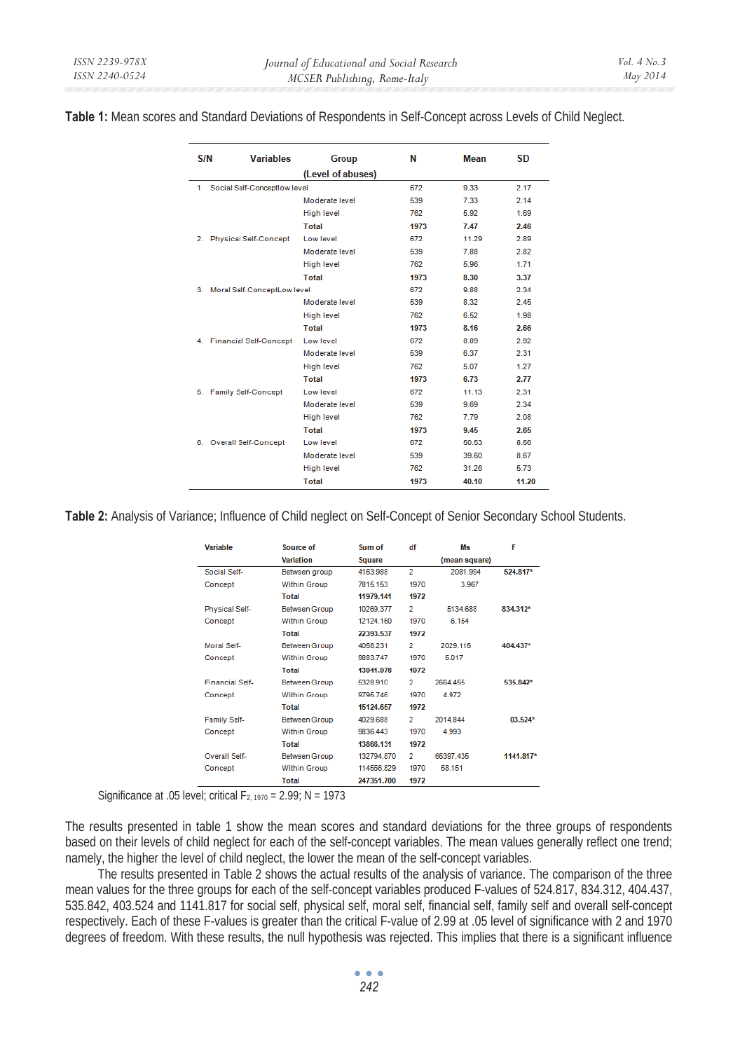**Table 1:** Mean scores and Standard Deviations of Respondents in Self-Concept across Levels of Child Neglect.

| S/N | Variables | Group (Level of abuses) | N | Mean | SD |
|---|---|---|---|---|---|
| 1. | Social Self-Concept | low level | 672 | 9.33 | 2.17 |
| | | Moderate level | 539 | 7.33 | 2.14 |
| | | High level | 762 | 5.92 | 1.69 |
| | | **Total** | **1973** | **7.47** | **2.46** |
| 2. | Physical Self-Concept | Low level | 672 | 11.29 | 2.89 |
| | | Moderate level | 539 | 7.88 | 2.82 |
| | | High level | 762 | 5.96 | 1.71 |
| | | **Total** | **1973** | **8.30** | **3.37** |
| 3. | Moral Self-Concept | Low level | 672 | 9.88 | 2.34 |
| | | Moderate level | 539 | 8.32 | 2.45 |
| | | High level | 762 | 6.52 | 1.98 |
| | | **Total** | **1973** | **8.16** | **2.66** |
| 4. | Financial Self-Concept | Low level | 672 | 8.89 | 2.92 |
| | | Moderate level | 539 | 6.37 | 2.31 |
| | | High level | 762 | 5.07 | 1.27 |
| | | **Total** | **1973** | **6.73** | **2.77** |
| 5. | Family Self-Concept | Low level | 672 | 11.13 | 2.31 |
| | | Moderate level | 539 | 9.69 | 2.34 |
| | | High level | 762 | 7.79 | 2.08 |
| | | **Total** | **1973** | **9.45** | **2.65** |
| 6. | Overall Self-Concept | Low level | 672 | 50.53 | 8.56 |
| | | Moderate level | 539 | 39.60 | 8.67 |
| | | High level | 762 | 31.26 | 5.73 |
| | | **Total** | **1973** | **40.10** | **11.20** |

**Table 2:** Analysis of Variance; Influence of Child neglect on Self-Concept of Senior Secondary School Students.

| Variable | Source of Variation | Sum of Square | df | Ms (mean square) | F |
|---|---|---|---|---|---|
| Social Self-Concept | Between group | 4163.988 | 2 | 2081.994 | **524.817*** |
| | Within Group | 7815.153 | 1970 | 3.967 | |
| | **Total** | **11979.141** | **1972** | | |
| Physical Self-Concept | Between Group | 10269.377 | 2 | 5134.688 | **834.312*** |
| | Within Group | 12124.160 | 1970 | 6.154 | |
| | **Total** | **22393.537** | **1972** | | |
| Moral Self-Concept | Between Group | 4058.231 | 2 | 2029.115 | **404.437*** |
| | Within Group | 9883.747 | 1970 | 5.017 | |
| | **Total** | **13941.978** | **1972** | | |
| Financial Self-Concept | Between Group | 5328.910 | 2 | 2664.455 | **535.842*** |
| | Within Group | 9795.746 | 1970 | 4.972 | |
| | **Total** | **15124.657** | **1972** | | |
| Family Self-Concept | Between Group | 4029.688 | 2 | 2014.844 | **03.524*** |
| | Within Group | 9836.443 | 1970 | 4.993 | |
| | **Total** | **13866.131** | **1972** | | |
| Overall Self-Concept | Between Group | 132794.870 | 2 | 66397.435 | **1141.817*** |
| | Within Group | 114556.829 | 1970 | 58.151 | |
| | **Total** | **247351.700** | **1972** | | |

Significance at .05 level; critical $F_{2,\,1970}$ = 2.99; N = 1973

The results presented in table 1 show the mean scores and standard deviations for the three groups of respondents based on their levels of child neglect for each of the self-concept variables. The mean values generally reflect one trend; namely, the higher the level of child neglect, the lower the mean of the self-concept variables.

The results presented in Table 2 shows the actual results of the analysis of variance. The comparison of the three mean values for the three groups for each of the self-concept variables produced F-values of 524.817, 834.312, 404.437, 535.842, 403.524 and 1141.817 for social self, physical self, moral self, financial self, family self and overall self-concept respectively. Each of these F-values is greater than the critical F-value of 2.99 at .05 level of significance with 2 and 1970 degrees of freedom. With these results, the null hypothesis was rejected. This implies that there is a significant influence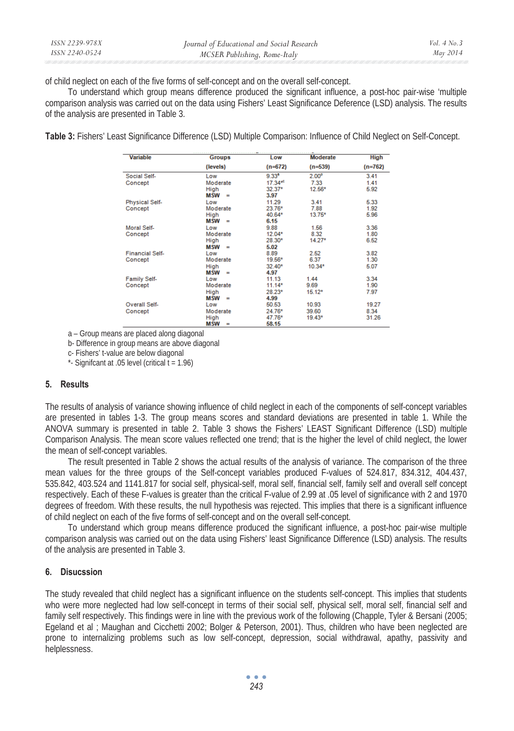of child neglect on each of the five forms of self-concept and on the overall self-concept.

To understand which group means difference produced the significant influence, a post-hoc pair-wise 'multiple comparison analysis was carried out on the data using Fishers' Least Significance Deference (LSD) analysis. The results of the analysis are presented in Table 3.

**Table 3:** Fishers' Least Significance Difference (LSD) Multiple Comparison: Influence of Child Neglect on Self-Concept.

| Variable | Groups (levels) | Low (n=672) | Moderate (n=539) | High (n=762) |
|---|---|---|---|---|
| Social Self-Concept | Low | 9.33[a] | 2.00[b] | 3.41 |
| | Moderate | 17.34*[c] | 7.33 | 1.41 |
| | High | 32.37* | 12.56* | 5.92 |
| | **MSW =** | **3.97** | | |
| Physical Self-Concept | Low | 11.29 | 3.41 | 5.33 |
| | Moderate | 23.76* | 7.88 | 1.92 |
| | High | 40.64* | 13.75* | 5.96 |
| | **MSW =** | **6.15** | | |
| Moral Self-Concept | Low | 9.88 | 1.56 | 3.36 |
| | Moderate | 12.04* | 8.32 | 1.80 |
| | High | 28.30* | 14.27* | 6.52 |
| | **MSW =** | **5.02** | | |
| Financial Self-Concept | Low | 8.89 | 2.52 | 3.82 |
| | Moderate | 19.56* | 6.37 | 1.30 |
| | High | 32.40* | 10.34* | 5.07 |
| | **MSW =** | **4.97** | | |
| Family Self-Concept | Low | 11.13 | 1.44 | 3.34 |
| | Moderate | 11.14* | 9.69 | 1.90 |
| | High | 28.23* | 15.12* | 7.97 |
| | **MSW =** | **4.99** | | |
| Overall Self-Concept | Low | 50.53 | 10.93 | 19.27 |
| | Moderate | 24.76* | 39.60 | 8.34 |
| | High | 47.76* | 19.43* | 31.26 |
| | **MSW =** | **58.15** | | |

a – Group means are placed along diagonal
b- Difference in group means are above diagonal
c- Fishers' t-value are below diagonal
*- Signifcant at .05 level (critical t = 1.96)

## 5. Results

The results of analysis of variance showing influence of child neglect in each of the components of self-concept variables are presented in tables 1-3. The group means scores and standard deviations are presented in table 1. While the ANOVA summary is presented in table 2. Table 3 shows the Fishers' LEAST Significant Difference (LSD) multiple Comparison Analysis. The mean score values reflected one trend; that is the higher the level of child neglect, the lower the mean of self-concept variables.

The result presented in Table 2 shows the actual results of the analysis of variance. The comparison of the three mean values for the three groups of the Self-concept variables produced F-values of 524.817, 834.312, 404.437, 535.842, 403.524 and 1141.817 for social self, physical-self, moral self, financial self, family self and overall self concept respectively. Each of these F-values is greater than the critical F-value of 2.99 at .05 level of significance with 2 and 1970 degrees of freedom. With these results, the null hypothesis was rejected. This implies that there is a significant influence of child neglect on each of the five forms of self-concept and on the overall self-concept.

To understand which group means difference produced the significant influence, a post-hoc pair-wise multiple comparison analysis was carried out on the data using Fishers' least Significance Difference (LSD) analysis. The results of the analysis are presented in Table 3.

## 6. Disucssion

The study revealed that child neglect has a significant influence on the students self-concept. This implies that students who were more neglected had low self-concept in terms of their social self, physical self, moral self, financial self and family self respectively. This findings were in line with the previous work of the following (Chapple, Tyler & Bersani (2005; Egeland et al ; Maughan and Cicchetti 2002; Bolger & Peterson, 2001). Thus, children who have been neglected are prone to internalizing problems such as low self-concept, depression, social withdrawal, apathy, passivity and helplessness.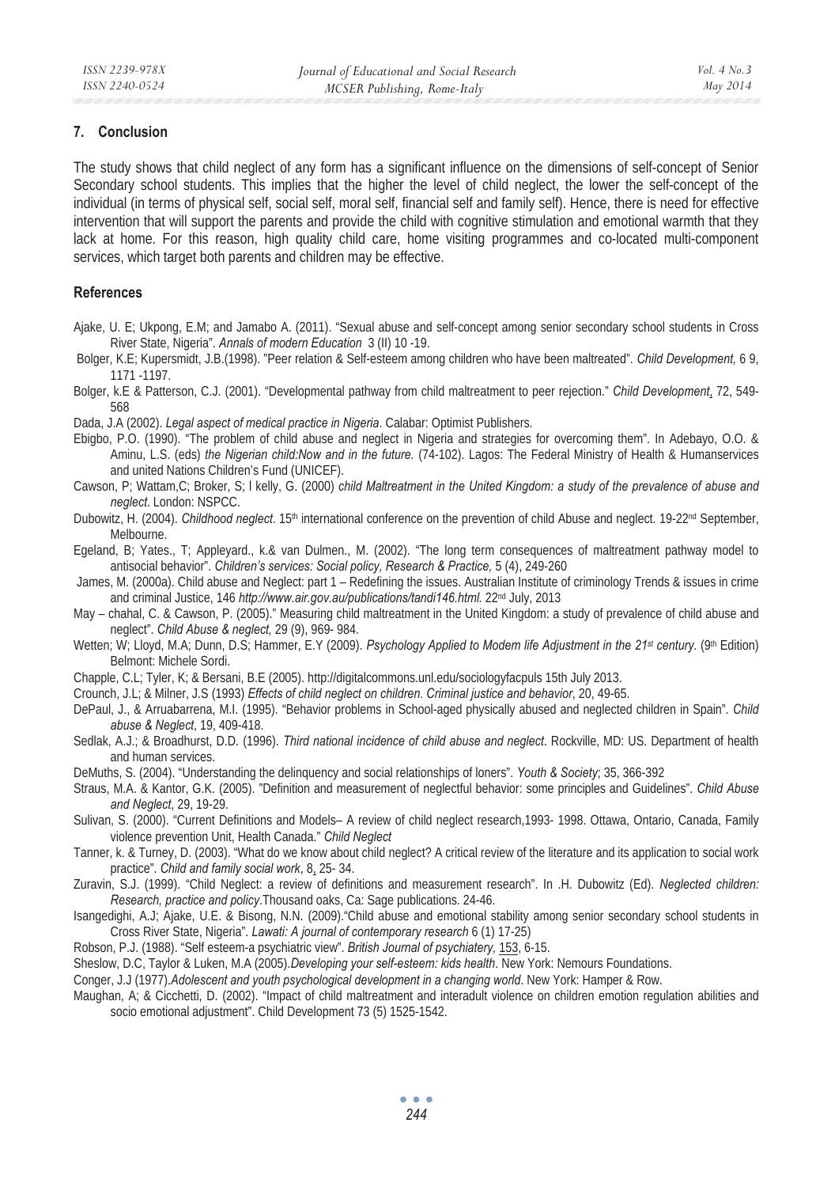## 7. Conclusion

The study shows that child neglect of any form has a significant influence on the dimensions of self-concept of Senior Secondary school students. This implies that the higher the level of child neglect, the lower the self-concept of the individual (in terms of physical self, social self, moral self, financial self and family self). Hence, there is need for effective intervention that will support the parents and provide the child with cognitive stimulation and emotional warmth that they lack at home. For this reason, high quality child care, home visiting programmes and co-located multi-component services, which target both parents and children may be effective.

## References

Ajake, U. E; Ukpong, E.M; and Jamabo A. (2011). "Sexual abuse and self-concept among senior secondary school students in Cross River State, Nigeria". *Annals of modern Education* 3 (II) 10 -19.

Bolger, K.E; Kupersmidt, J.B.(1998). "Peer relation & Self-esteem among children who have been maltreated". *Child Development,* 6 9, 1171 -1197.

Bolger, k.E & Patterson, C.J. (2001). "Developmental pathway from child maltreatment to peer rejection." *Child Development*, 72, 549-568

Dada, J.A (2002). *Legal aspect of medical practice in Nigeria*. Calabar: Optimist Publishers.

Ebigbo, P.O. (1990). "The problem of child abuse and neglect in Nigeria and strategies for overcoming them". In Adebayo, O.O. & Aminu, L.S. (eds) *the Nigerian child:Now and in the future.* (74-102). Lagos: The Federal Ministry of Health & Humanservices and united Nations Children's Fund (UNICEF).

Cawson, P; Wattam,C; Broker, S; l kelly, G. (2000) *child Maltreatment in the United Kingdom: a study of the prevalence of abuse and neglect*. London: NSPCC.

Dubowitz, H. (2004). *Childhood neglect*. 15th international conference on the prevention of child Abuse and neglect. 19-22nd September, Melbourne.

Egeland, B; Yates., T; Appleyard., k.& van Dulmen., M. (2002). "The long term consequences of maltreatment pathway model to antisocial behavior". *Children's services: Social policy, Research & Practice,* 5 (4), 249-260

James, M. (2000a). Child abuse and Neglect: part 1 – Redefining the issues. Australian Institute of criminology Trends & issues in crime and criminal Justice, 146 *http://www.air.gov.au/publications/tandi146.html.* 22nd July, 2013

May – chahal, C. & Cawson, P. (2005)." Measuring child maltreatment in the United Kingdom: a study of prevalence of child abuse and neglect". *Child Abuse & neglect,* 29 (9), 969- 984.

Wetten; W; Lloyd, M.A; Dunn, D.S; Hammer, E.Y (2009). *Psychology Applied to Modem life Adjustment in the 21st century*. (9th Edition) Belmont: Michele Sordi.

Chapple, C.L; Tyler, K; & Bersani, B.E (2005). http://digitalcommons.unl.edu/sociologyfacpuls 15th July 2013.

Crounch, J.L; & Milner, J.S (1993) *Effects of child neglect on children. Criminal justice and behavior*, 20, 49-65.

DePaul, J., & Arruabarrena, M.I. (1995). "Behavior problems in School-aged physically abused and neglected children in Spain". *Child abuse & Neglect*, 19, 409-418.

Sedlak, A.J.; & Broadhurst, D.D. (1996). *Third national incidence of child abuse and neglect*. Rockville, MD: US. Department of health and human services.

DeMuths, S. (2004). "Understanding the delinquency and social relationships of loners". *Youth & Society*; 35, 366-392

Straus, M.A. & Kantor, G.K. (2005). "Definition and measurement of neglectful behavior: some principles and Guidelines". *Child Abuse and Neglect*, 29, 19-29.

Sulivan, S. (2000). "Current Definitions and Models– A review of child neglect research,1993- 1998. Ottawa, Ontario, Canada, Family violence prevention Unit, Health Canada." *Child Neglect*

Tanner, k. & Turney, D. (2003). "What do we know about child neglect? A critical review of the literature and its application to social work practice". *Child and family social work*, 8, 25- 34.

Zuravin, S.J. (1999). "Child Neglect: a review of definitions and measurement research". In .H. Dubowitz (Ed). *Neglected children: Research, practice and policy*.Thousand oaks, Ca: Sage publications. 24-46.

Isangedighi, A.J; Ajake, U.E. & Bisong, N.N. (2009)."Child abuse and emotional stability among senior secondary school students in Cross River State, Nigeria". *Lawati: A journal of contemporary research* 6 (1) 17-25)

Robson, P.J. (1988). "Self esteem-a psychiatric view". *British Journal of psychiatery*, 153, 6-15.

Sheslow, D.C, Taylor & Luken, M.A (2005).*Developing your self-esteem: kids health*. New York: Nemours Foundations.

Conger, J.J (1977).*Adolescent and youth psychological development in a changing world*. New York: Hamper & Row.

Maughan, A; & Cicchetti, D. (2002). "Impact of child maltreatment and interadult violence on children emotion regulation abilities and socio emotional adjustment". Child Development 73 (5) 1525-1542.